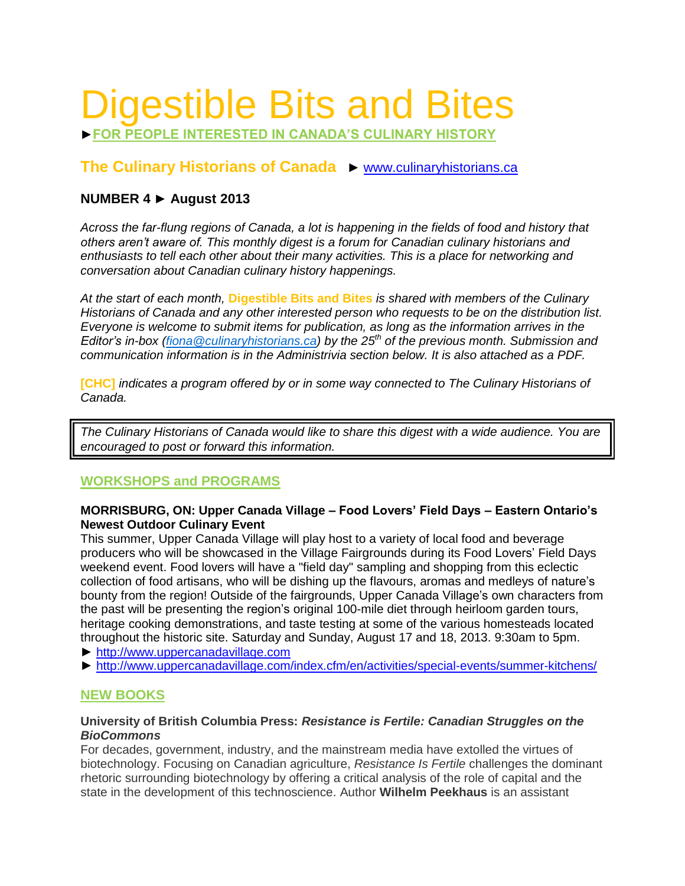# Digestible Bits and Bites

►**FOR PEOPLE INTERESTED IN CANADA'S CULINARY HISTORY**

## The Culinary Historians of Canada ► www.culinaryhistorians.ca

**NUMBER 4 ► August 2013**

*Across the far-flung regions of Canada, a lot is happening in the fields of food and history that others aren't aware of. This monthly digest is a forum for Canadian culinary historians and enthusiasts to tell each other about their many activities. This is a place for networking and conversation about Canadian culinary history happenings.*

*At the start of each month,* **Digestible Bits and Bites** *is shared with members of the Culinary Historians of Canada and any other interested person who requests to be on the distribution list. Everyone is welcome to submit items for publication, as long as the information arrives in the Editor's in-box (fiona@culinaryhistorians.ca) by the 25th of the previous month. Submission and communication information is in the Administrivia section below. It is also attached as a PDF.*

**[CHC]** *indicates a program offered by or in some way connected to The Culinary Historians of Canada.*

*The Culinary Historians of Canada would like to share this digest with a wide audience. You are encouraged to post or forward this information.*

## WORKSHOPS and PROGRAMS

**MORRISBURG, ON: Upper Canada Village – Food Lovers' Field Days – Eastern Ontario's Newest Outdoor Culinary Event**

This summer, Upper Canada Village will play host to a variety of local food and beverage producers who will be showcased in the Village Fairgrounds during its Food Lovers' Field Days weekend event. Food lovers will have a "field day" sampling and shopping from this eclectic collection of food artisans, who will be dishing up the flavours, aromas and medleys of nature's bounty from the region! Outside of the fairgrounds, Upper Canada Village's own characters from the past will be presenting the region's original 100-mile diet through heirloom garden tours, heritage cooking demonstrations, and taste testing at some of the various homesteads located throughout the historic site. Saturday and Sunday, August 17 and 18, 2013. 9:30am to 5pm.

► http://www.uppercanadavillage.com
► http://www.uppercanadavillage.com/index.cfm/en/activities/special-events/summer-kitchens/

## NEW BOOKS

**University of British Columbia Press:** ***Resistance is Fertile: Canadian Struggles on the BioCommons***

For decades, government, industry, and the mainstream media have extolled the virtues of biotechnology. Focusing on Canadian agriculture, *Resistance Is Fertile* challenges the dominant rhetoric surrounding biotechnology by offering a critical analysis of the role of capital and the state in the development of this technoscience. Author **Wilhelm Peekhaus** is an assistant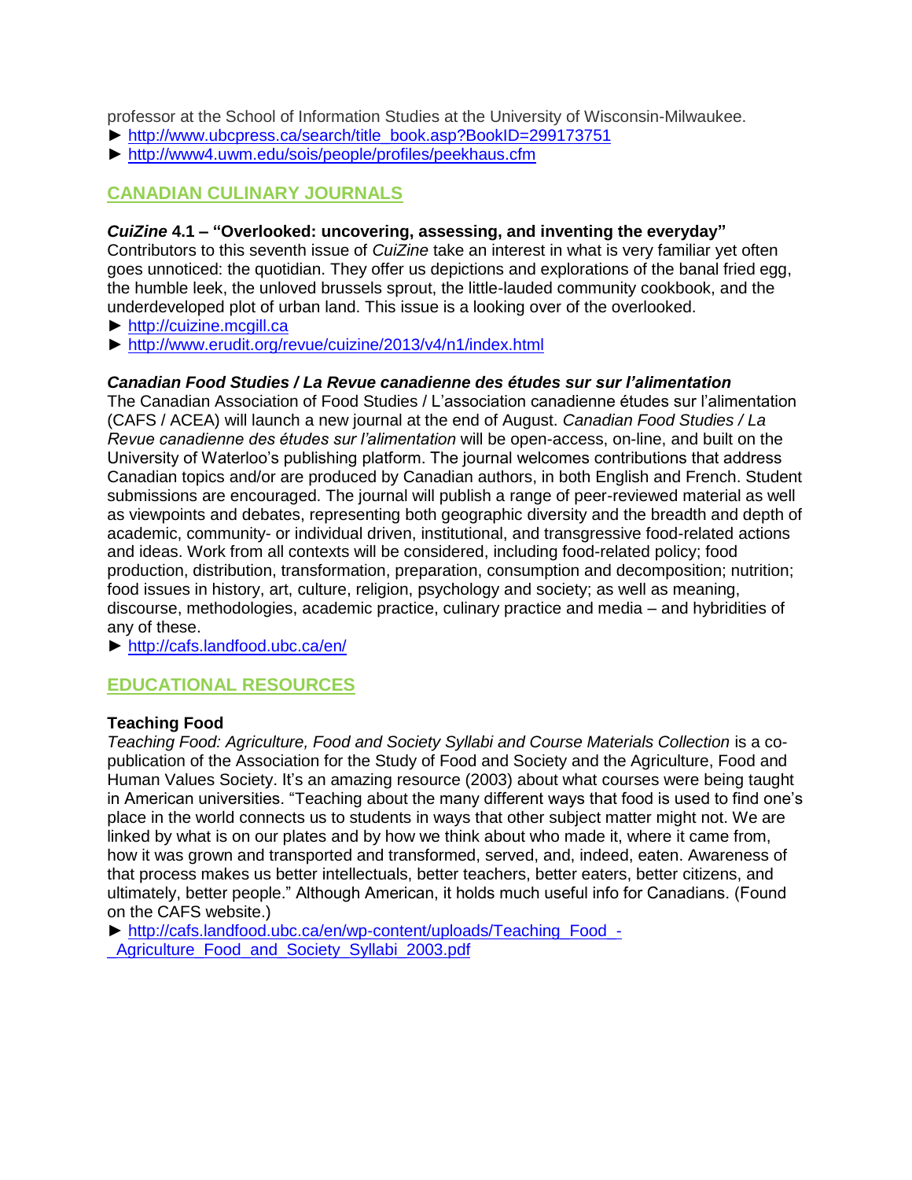professor at the School of Information Studies at the University of Wisconsin-Milwaukee.

► http://www.ubcpress.ca/search/title_book.asp?BookID=299173751

► http://www4.uwm.edu/sois/people/profiles/peekhaus.cfm

## CANADIAN CULINARY JOURNALS

***CuiZine* 4.1 – "Overlooked: uncovering, assessing, and inventing the everyday"**

Contributors to this seventh issue of *CuiZine* take an interest in what is very familiar yet often goes unnoticed: the quotidian. They offer us depictions and explorations of the banal fried egg, the humble leek, the unloved brussels sprout, the little-lauded community cookbook, and the underdeveloped plot of urban land. This issue is a looking over of the overlooked.

► http://cuizine.mcgill.ca

► http://www.erudit.org/revue/cuizine/2013/v4/n1/index.html

***Canadian Food Studies / La Revue canadienne des études sur sur l'alimentation***

The Canadian Association of Food Studies / L'association canadienne études sur l'alimentation (CAFS / ACEA) will launch a new journal at the end of August. *Canadian Food Studies / La Revue canadienne des études sur l'alimentation* will be open-access, on-line, and built on the University of Waterloo's publishing platform. The journal welcomes contributions that address Canadian topics and/or are produced by Canadian authors, in both English and French. Student submissions are encouraged. The journal will publish a range of peer-reviewed material as well as viewpoints and debates, representing both geographic diversity and the breadth and depth of academic, community- or individual driven, institutional, and transgressive food-related actions and ideas. Work from all contexts will be considered, including food-related policy; food production, distribution, transformation, preparation, consumption and decomposition; nutrition; food issues in history, art, culture, religion, psychology and society; as well as meaning, discourse, methodologies, academic practice, culinary practice and media – and hybridities of any of these.

► http://cafs.landfood.ubc.ca/en/

## EDUCATIONAL RESOURCES

**Teaching Food**

*Teaching Food: Agriculture, Food and Society Syllabi and Course Materials Collection* is a co-publication of the Association for the Study of Food and Society and the Agriculture, Food and Human Values Society. It's an amazing resource (2003) about what courses were being taught in American universities. "Teaching about the many different ways that food is used to find one's place in the world connects us to students in ways that other subject matter might not. We are linked by what is on our plates and by how we think about who made it, where it came from, how it was grown and transported and transformed, served, and, indeed, eaten. Awareness of that process makes us better intellectuals, better teachers, better eaters, better citizens, and ultimately, better people." Although American, it holds much useful info for Canadians. (Found on the CAFS website.)

► http://cafs.landfood.ubc.ca/en/wp-content/uploads/Teaching_Food_-_Agriculture_Food_and_Society_Syllabi_2003.pdf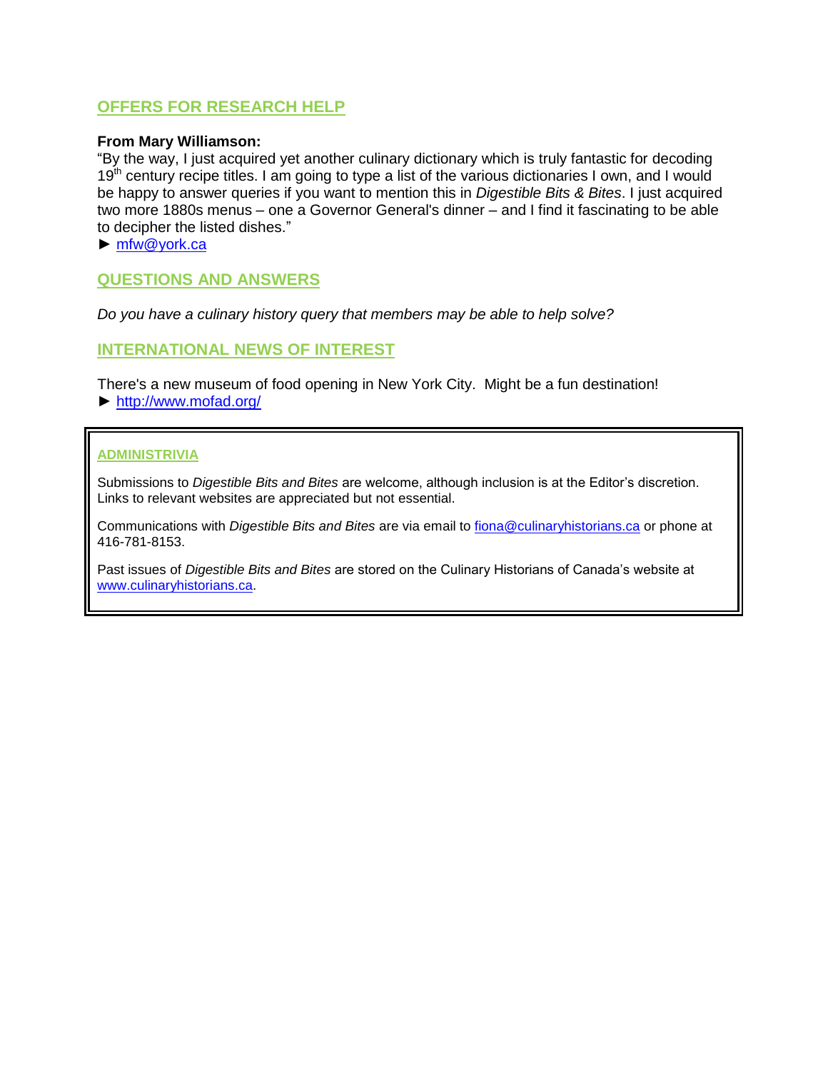## OFFERS FOR RESEARCH HELP

**From Mary Williamson:**

"By the way, I just acquired yet another culinary dictionary which is truly fantastic for decoding 19th century recipe titles. I am going to type a list of the various dictionaries I own, and I would be happy to answer queries if you want to mention this in *Digestible Bits & Bites*. I just acquired two more 1880s menus – one a Governor General's dinner – and I find it fascinating to be able to decipher the listed dishes."

► mfw@york.ca

## QUESTIONS AND ANSWERS

*Do you have a culinary history query that members may be able to help solve?*

## INTERNATIONAL NEWS OF INTEREST

There's a new museum of food opening in New York City. Might be a fun destination!

► http://www.mofad.org/

### ADMINISTRIVIA

Submissions to *Digestible Bits and Bites* are welcome, although inclusion is at the Editor's discretion. Links to relevant websites are appreciated but not essential.

Communications with *Digestible Bits and Bites* are via email to fiona@culinaryhistorians.ca or phone at 416-781-8153.

Past issues of *Digestible Bits and Bites* are stored on the Culinary Historians of Canada's website at www.culinaryhistorians.ca.